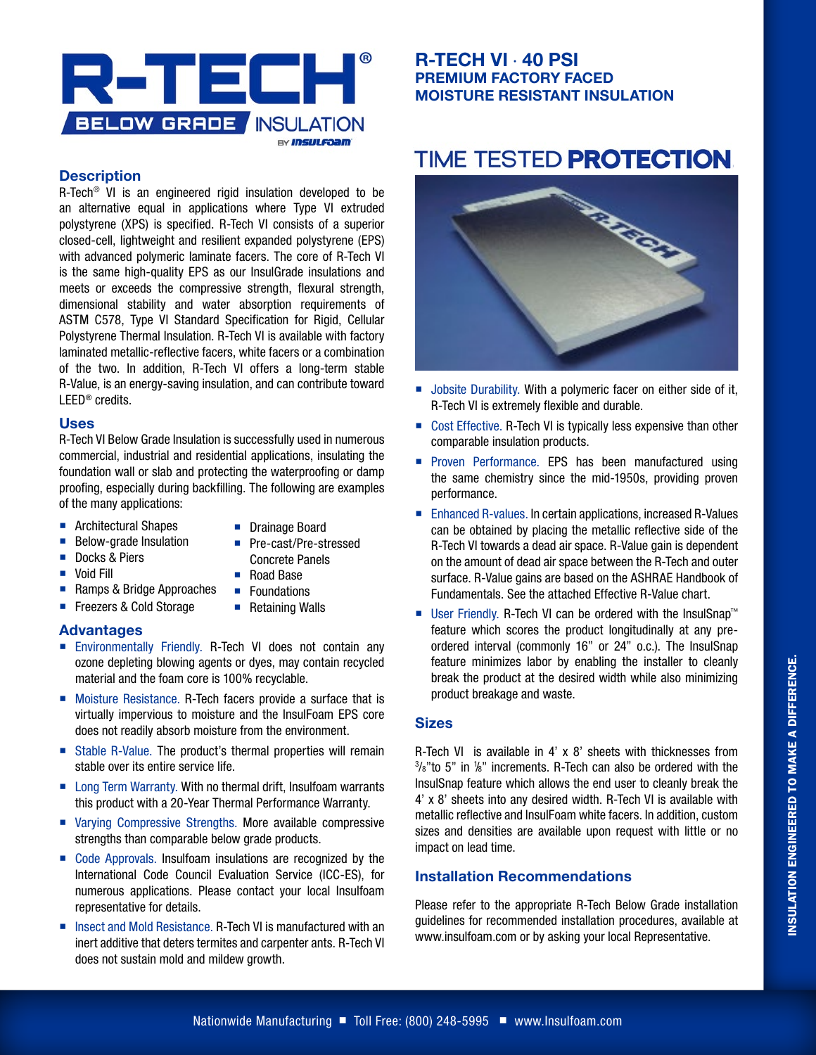# R-TECH®

**BELOW GRADE INSULATION** BY INSULFOAM

## R-TECH VI · 40 PSI
### PREMIUM FACTORY FACED MOISTURE RESISTANT INSULATION

## TIME TESTED **PROTECTION**

### Description

R-Tech® VI is an engineered rigid insulation developed to be an alternative equal in applications where Type VI extruded polystyrene (XPS) is specified. R-Tech VI consists of a superior closed-cell, lightweight and resilient expanded polystyrene (EPS) with advanced polymeric laminate facers. The core of R-Tech VI is the same high-quality EPS as our InsulGrade insulations and meets or exceeds the compressive strength, flexural strength, dimensional stability and water absorption requirements of ASTM C578, Type VI Standard Specification for Rigid, Cellular Polystyrene Thermal Insulation. R-Tech VI is available with factory laminated metallic-reflective facers, white facers or a combination of the two. In addition, R-Tech VI offers a long-term stable R-Value, is an energy-saving insulation, and can contribute toward LEED® credits.

### Uses

R-Tech VI Below Grade Insulation is successfully used in numerous commercial, industrial and residential applications, insulating the foundation wall or slab and protecting the waterproofing or damp proofing, especially during backfilling. The following are examples of the many applications:

- Architectural Shapes
- Below-grade Insulation
- Docks & Piers
- Void Fill
- Ramps & Bridge Approaches
- Freezers & Cold Storage
- Drainage Board
- Pre-cast/Pre-stressed Concrete Panels
- Road Base
- Foundations
- Retaining Walls

### Advantages

- Environmentally Friendly. R-Tech VI does not contain any ozone depleting blowing agents or dyes, may contain recycled material and the foam core is 100% recyclable.
- Moisture Resistance. R-Tech facers provide a surface that is virtually impervious to moisture and the InsulFoam EPS core does not readily absorb moisture from the environment.
- Stable R-Value. The product's thermal properties will remain stable over its entire service life.
- Long Term Warranty. With no thermal drift, Insulfoam warrants this product with a 20-Year Thermal Performance Warranty.
- Varying Compressive Strengths. More available compressive strengths than comparable below grade products.
- Code Approvals. Insulfoam insulations are recognized by the International Code Council Evaluation Service (ICC-ES), for numerous applications. Please contact your local Insulfoam representative for details.
- Insect and Mold Resistance. R-Tech VI is manufactured with an inert additive that deters termites and carpenter ants. R-Tech VI does not sustain mold and mildew growth.
- Jobsite Durability. With a polymeric facer on either side of it, R-Tech VI is extremely flexible and durable.
- Cost Effective. R-Tech VI is typically less expensive than other comparable insulation products.
- Proven Performance. EPS has been manufactured using the same chemistry since the mid-1950s, providing proven performance.
- Enhanced R-values. In certain applications, increased R-Values can be obtained by placing the metallic reflective side of the R-Tech VI towards a dead air space. R-Value gain is dependent on the amount of dead air space between the R-Tech and outer surface. R-Value gains are based on the ASHRAE Handbook of Fundamentals. See the attached Effective R-Value chart.
- User Friendly. R-Tech VI can be ordered with the InsulSnap™ feature which scores the product longitudinally at any pre-ordered interval (commonly 16" or 24" o.c.). The InsulSnap feature minimizes labor by enabling the installer to cleanly break the product at the desired width while also minimizing product breakage and waste.

### Sizes

R-Tech VI is available in 4' x 8' sheets with thicknesses from 3/8" to 5" in 1/8" increments. R-Tech can also be ordered with the InsulSnap feature which allows the end user to cleanly break the 4' x 8' sheets into any desired width. R-Tech VI is available with metallic reflective and InsulFoam white facers. In addition, custom sizes and densities are available upon request with little or no impact on lead time.

### Installation Recommendations

Please refer to the appropriate R-Tech Below Grade installation guidelines for recommended installation procedures, available at www.insulfoam.com or by asking your local Representative.

INSULATION ENGINEERED TO MAKE A DIFFERENCE.

Nationwide Manufacturing ■ Toll Free: (800) 248-5995 ■ www.Insulfoam.com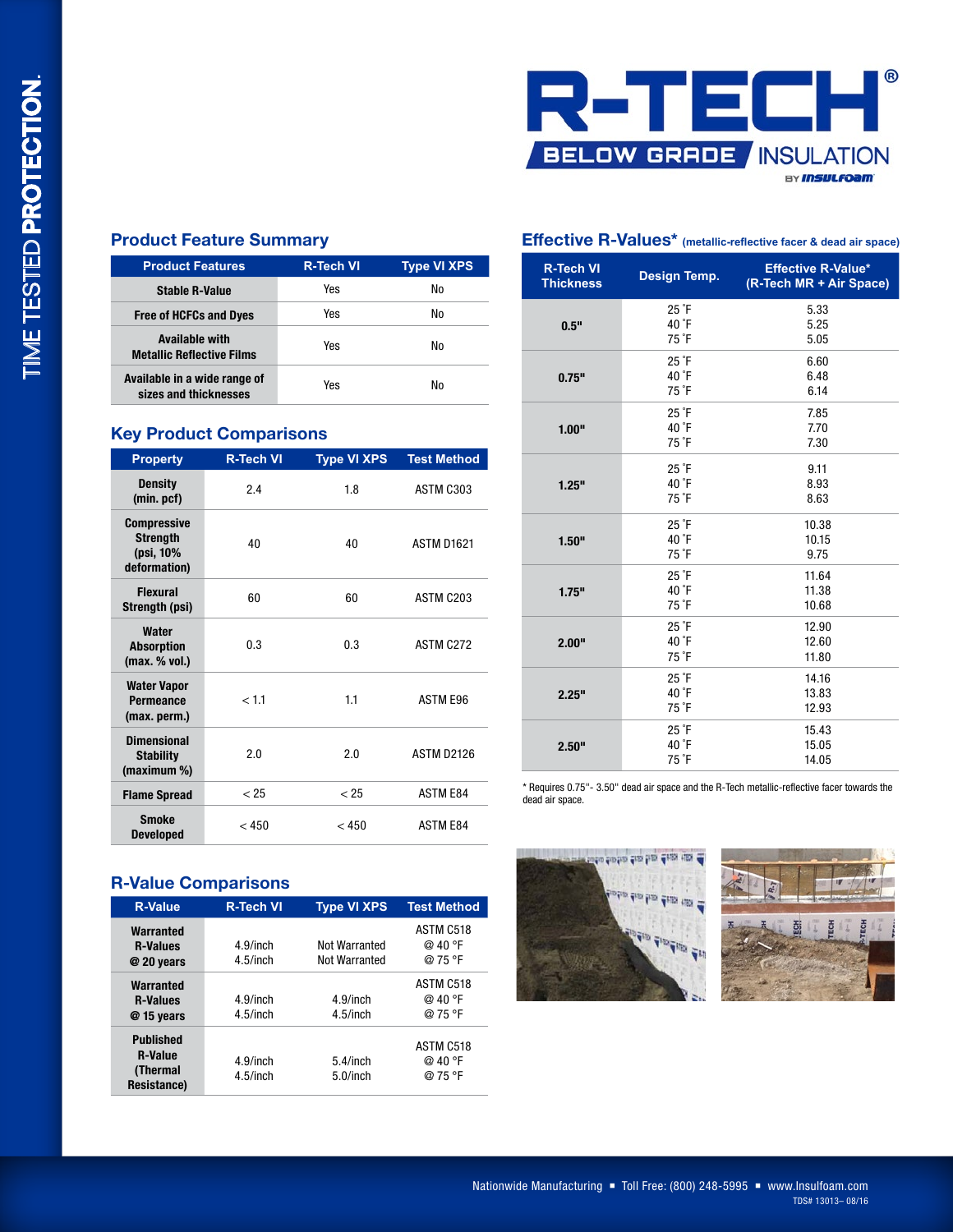# R-TECH® BELOW GRADE INSULATION

BY INSULFOAM

TIME TESTED PROTECTION.

## Product Feature Summary

| Product Features | R-Tech VI | Type VI XPS |
|---|---|---|
| Stable R-Value | Yes | No |
| Free of HCFCs and Dyes | Yes | No |
| Available with Metallic Reflective Films | Yes | No |
| Available in a wide range of sizes and thicknesses | Yes | No |

## Key Product Comparisons

| Property | R-Tech VI | Type VI XPS | Test Method |
|---|---|---|---|
| Density (min. pcf) | 2.4 | 1.8 | ASTM C303 |
| Compressive Strength (psi, 10% deformation) | 40 | 40 | ASTM D1621 |
| Flexural Strength (psi) | 60 | 60 | ASTM C203 |
| Water Absorption (max. % vol.) | 0.3 | 0.3 | ASTM C272 |
| Water Vapor Permeance (max. perm.) | < 1.1 | 1.1 | ASTM E96 |
| Dimensional Stability (maximum %) | 2.0 | 2.0 | ASTM D2126 |
| Flame Spread | < 25 | < 25 | ASTM E84 |
| Smoke Developed | < 450 | < 450 | ASTM E84 |

## R-Value Comparisons

| R-Value | R-Tech VI | Type VI XPS | Test Method |
|---|---|---|---|
| Warranted R-Values @ 20 years | 4.9/inch<br>4.5/inch | Not Warranted<br>Not Warranted | ASTM C518<br>@ 40 °F<br>@ 75 °F |
| Warranted R-Values @ 15 years | 4.9/inch<br>4.5/inch | 4.9/inch<br>4.5/inch | ASTM C518<br>@ 40 °F<br>@ 75 °F |
| Published R-Value (Thermal Resistance) | 4.9/inch<br>4.5/inch | 5.4/inch<br>5.0/inch | ASTM C518<br>@ 40 °F<br>@ 75 °F |

## Effective R-Values* (metallic-reflective facer & dead air space)

| R-Tech VI Thickness | Design Temp. | Effective R-Value* (R-Tech MR + Air Space) |
|---|---|---|
| 0.5" | 25 °F<br>40 °F<br>75 °F | 5.33<br>5.25<br>5.05 |
| 0.75" | 25 °F<br>40 °F<br>75 °F | 6.60<br>6.48<br>6.14 |
| 1.00" | 25 °F<br>40 °F<br>75 °F | 7.85<br>7.70<br>7.30 |
| 1.25" | 25 °F<br>40 °F<br>75 °F | 9.11<br>8.93<br>8.63 |
| 1.50" | 25 °F<br>40 °F<br>75 °F | 10.38<br>10.15<br>9.75 |
| 1.75" | 25 °F<br>40 °F<br>75 °F | 11.64<br>11.38<br>10.68 |
| 2.00" | 25 °F<br>40 °F<br>75 °F | 12.90<br>12.60<br>11.80 |
| 2.25" | 25 °F<br>40 °F<br>75 °F | 14.16<br>13.83<br>12.93 |
| 2.50" | 25 °F<br>40 °F<br>75 °F | 15.43<br>15.05<br>14.05 |

* Requires 0.75"- 3.50" dead air space and the R-Tech metallic-reflective facer towards the dead air space.

Nationwide Manufacturing ▪ Toll Free: (800) 248-5995 ▪ www.Insulfoam.com

TDS# 13013– 08/16